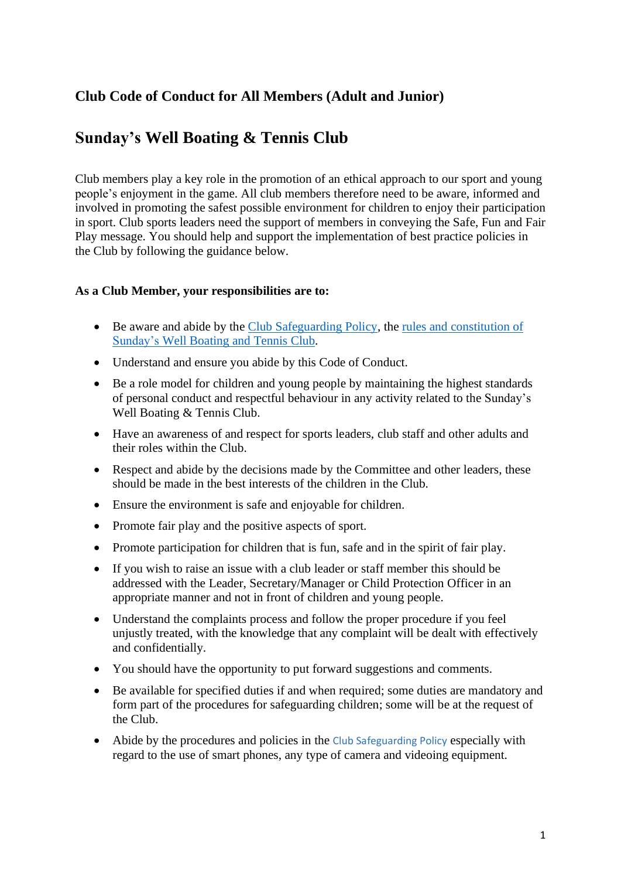### Club Code of Conduct for All Members (Adult and Junior)

## Sunday's Well Boating & Tennis Club

Club members play a key role in the promotion of an ethical approach to our sport and young people's enjoyment in the game. All club members therefore need to be aware, informed and involved in promoting the safest possible environment for children to enjoy their participation in sport. Club sports leaders need the support of members in conveying the Safe, Fun and Fair Play message. You should help and support the implementation of best practice policies in the Club by following the guidance below.

**As a Club Member, your responsibilities are to:**

- Be aware and abide by the Club Safeguarding Policy, the rules and constitution of Sunday's Well Boating and Tennis Club.
- Understand and ensure you abide by this Code of Conduct.
- Be a role model for children and young people by maintaining the highest standards of personal conduct and respectful behaviour in any activity related to the Sunday's Well Boating & Tennis Club.
- Have an awareness of and respect for sports leaders, club staff and other adults and their roles within the Club.
- Respect and abide by the decisions made by the Committee and other leaders, these should be made in the best interests of the children in the Club.
- Ensure the environment is safe and enjoyable for children.
- Promote fair play and the positive aspects of sport.
- Promote participation for children that is fun, safe and in the spirit of fair play.
- If you wish to raise an issue with a club leader or staff member this should be addressed with the Leader, Secretary/Manager or Child Protection Officer in an appropriate manner and not in front of children and young people.
- Understand the complaints process and follow the proper procedure if you feel unjustly treated, with the knowledge that any complaint will be dealt with effectively and confidentially.
- You should have the opportunity to put forward suggestions and comments.
- Be available for specified duties if and when required; some duties are mandatory and form part of the procedures for safeguarding children; some will be at the request of the Club.
- Abide by the procedures and policies in the Club Safeguarding Policy especially with regard to the use of smart phones, any type of camera and videoing equipment.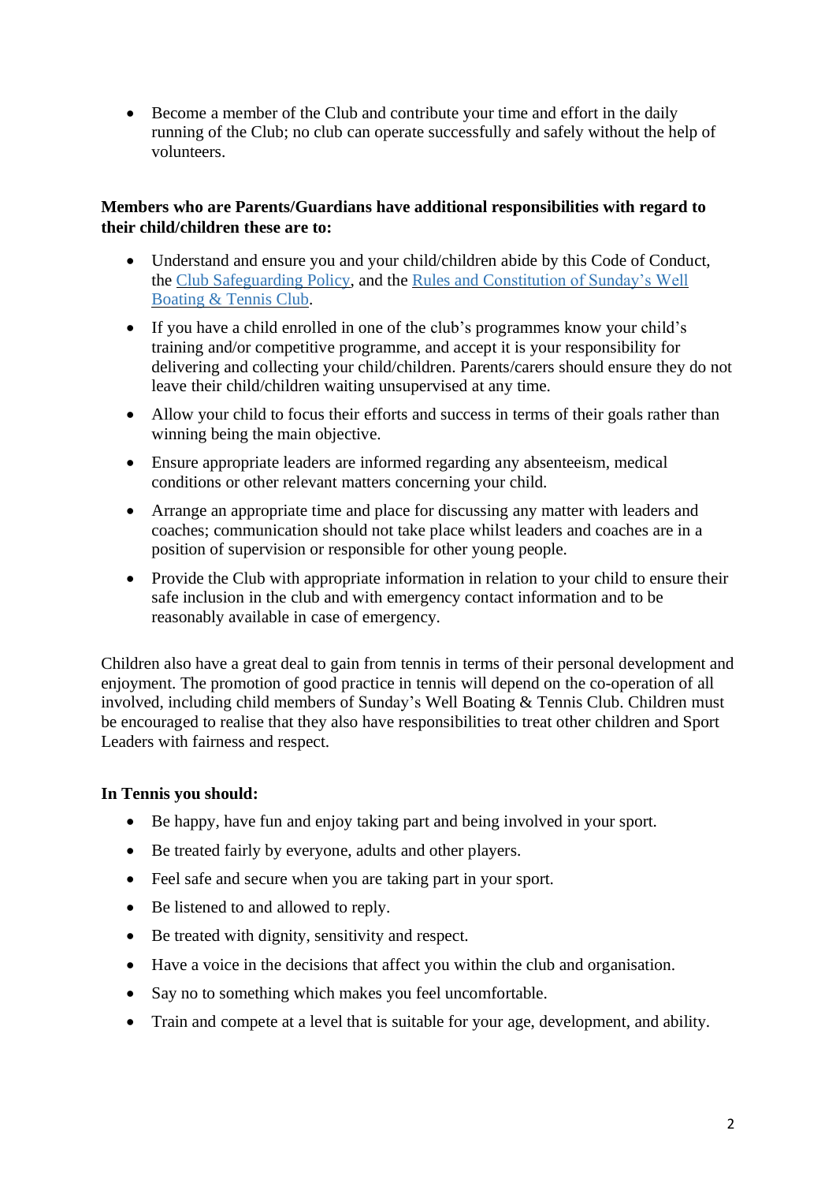- Become a member of the Club and contribute your time and effort in the daily running of the Club; no club can operate successfully and safely without the help of volunteers.

**Members who are Parents/Guardians have additional responsibilities with regard to their child/children these are to:**

- Understand and ensure you and your child/children abide by this Code of Conduct, the Club Safeguarding Policy, and the Rules and Constitution of Sunday's Well Boating & Tennis Club.
- If you have a child enrolled in one of the club's programmes know your child's training and/or competitive programme, and accept it is your responsibility for delivering and collecting your child/children. Parents/carers should ensure they do not leave their child/children waiting unsupervised at any time.
- Allow your child to focus their efforts and success in terms of their goals rather than winning being the main objective.
- Ensure appropriate leaders are informed regarding any absenteeism, medical conditions or other relevant matters concerning your child.
- Arrange an appropriate time and place for discussing any matter with leaders and coaches; communication should not take place whilst leaders and coaches are in a position of supervision or responsible for other young people.
- Provide the Club with appropriate information in relation to your child to ensure their safe inclusion in the club and with emergency contact information and to be reasonably available in case of emergency.

Children also have a great deal to gain from tennis in terms of their personal development and enjoyment. The promotion of good practice in tennis will depend on the co-operation of all involved, including child members of Sunday's Well Boating & Tennis Club. Children must be encouraged to realise that they also have responsibilities to treat other children and Sport Leaders with fairness and respect.

**In Tennis you should:**

- Be happy, have fun and enjoy taking part and being involved in your sport.
- Be treated fairly by everyone, adults and other players.
- Feel safe and secure when you are taking part in your sport.
- Be listened to and allowed to reply.
- Be treated with dignity, sensitivity and respect.
- Have a voice in the decisions that affect you within the club and organisation.
- Say no to something which makes you feel uncomfortable.
- Train and compete at a level that is suitable for your age, development, and ability.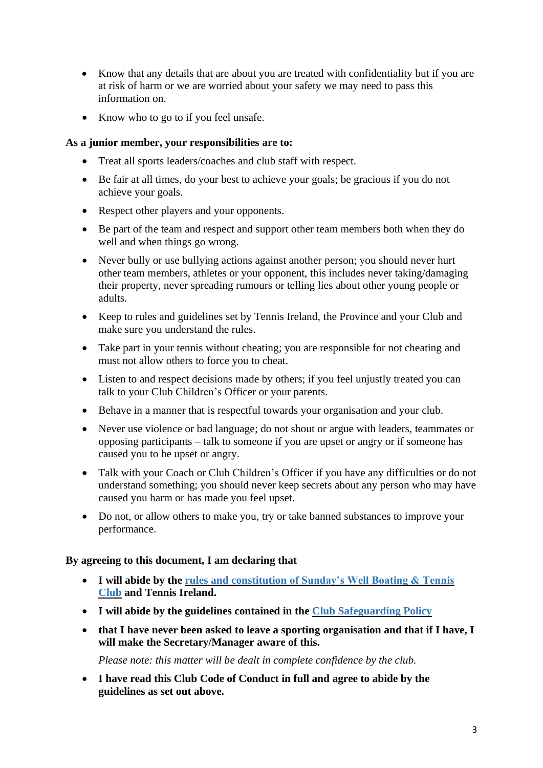- Know that any details that are about you are treated with confidentiality but if you are at risk of harm or we are worried about your safety we may need to pass this information on.
- Know who to go to if you feel unsafe.

**As a junior member, your responsibilities are to:**

- Treat all sports leaders/coaches and club staff with respect.
- Be fair at all times, do your best to achieve your goals; be gracious if you do not achieve your goals.
- Respect other players and your opponents.
- Be part of the team and respect and support other team members both when they do well and when things go wrong.
- Never bully or use bullying actions against another person; you should never hurt other team members, athletes or your opponent, this includes never taking/damaging their property, never spreading rumours or telling lies about other young people or adults.
- Keep to rules and guidelines set by Tennis Ireland, the Province and your Club and make sure you understand the rules.
- Take part in your tennis without cheating; you are responsible for not cheating and must not allow others to force you to cheat.
- Listen to and respect decisions made by others; if you feel unjustly treated you can talk to your Club Children's Officer or your parents.
- Behave in a manner that is respectful towards your organisation and your club.
- Never use violence or bad language; do not shout or argue with leaders, teammates or opposing participants – talk to someone if you are upset or angry or if someone has caused you to be upset or angry.
- Talk with your Coach or Club Children's Officer if you have any difficulties or do not understand something; you should never keep secrets about any person who may have caused you harm or has made you feel upset.
- Do not, or allow others to make you, try or take banned substances to improve your performance.

**By agreeing to this document, I am declaring that**

- **I will abide by the rules and constitution of Sunday's Well Boating & Tennis Club and Tennis Ireland.**
- **I will abide by the guidelines contained in the Club Safeguarding Policy**
- **that I have never been asked to leave a sporting organisation and that if I have, I will make the Secretary/Manager aware of this.**

  *Please note: this matter will be dealt in complete confidence by the club.*
- **I have read this Club Code of Conduct in full and agree to abide by the guidelines as set out above.**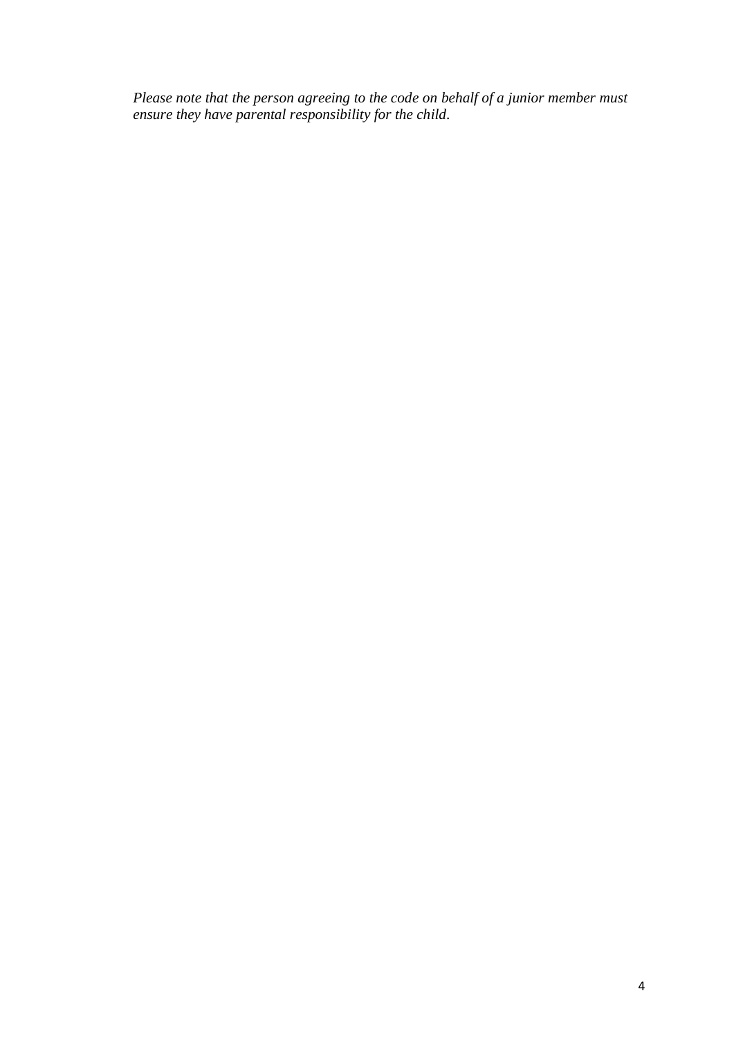*Please note that the person agreeing to the code on behalf of a junior member must ensure they have parental responsibility for the child.*